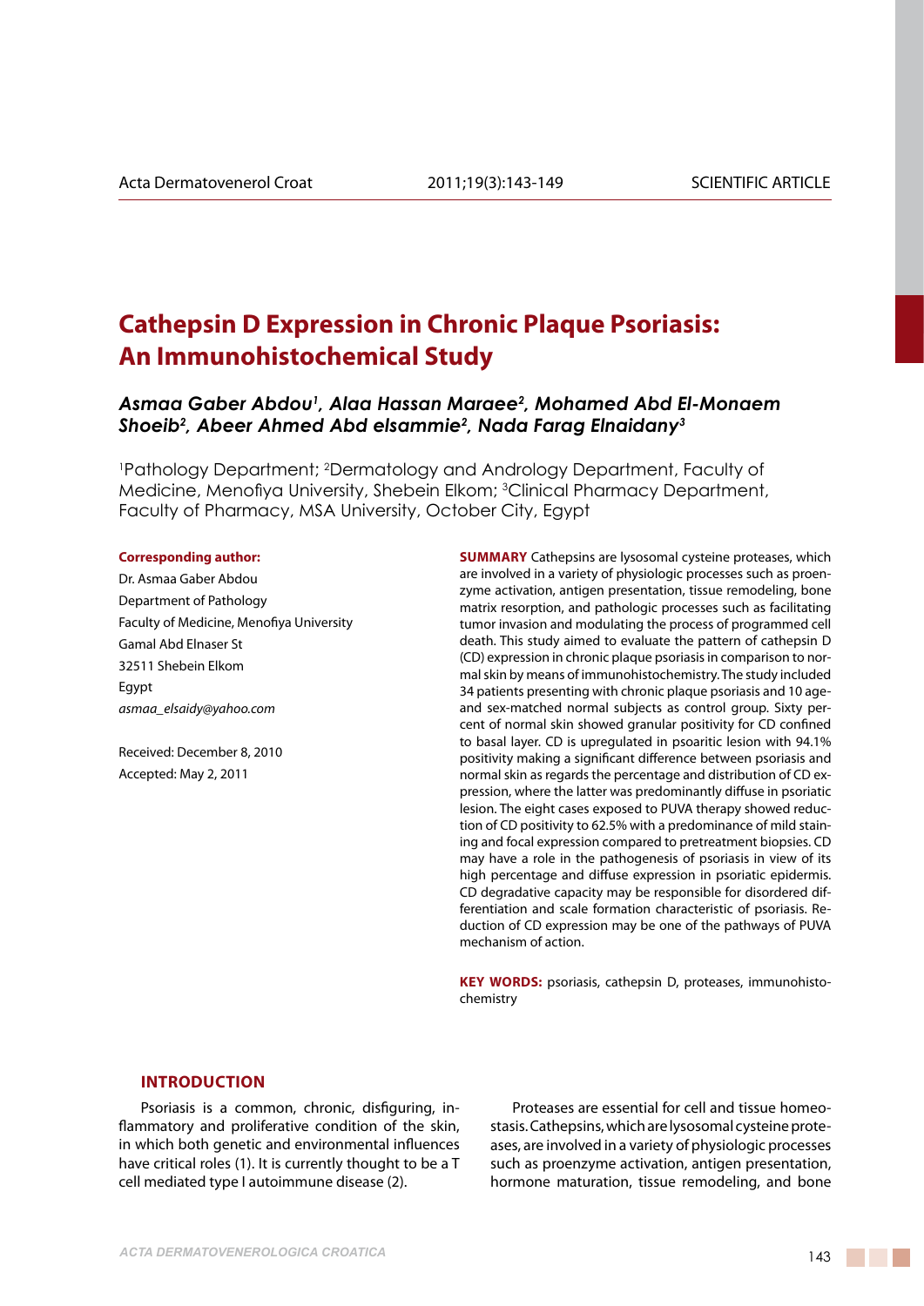# Cathepsin D Expression in Chronic Plaque Psoriasis: An Immunohistochemical Study

***Asmaa Gaber Abdou[1], Alaa Hassan Maraee[2], Mohamed Abd El-Monaem Shoeib[2], Abeer Ahmed Abd elsammie[2], Nada Farag Elnaidany[3]***

[1]Pathology Department; [2]Dermatology and Andrology Department, Faculty of Medicine, Menofiya University, Shebein Elkom; [3]Clinical Pharmacy Department, Faculty of Pharmacy, MSA University, October City, Egypt

**Corresponding author:**

Dr. Asmaa Gaber Abdou
Department of Pathology
Faculty of Medicine, Menofiya University
Gamal Abd Elnaser St
32511 Shebein Elkom
Egypt
*asmaa_elsaidy@yahoo.com*

Received: December 8, 2010
Accepted: May 2, 2011

**SUMMARY** Cathepsins are lysosomal cysteine proteases, which are involved in a variety of physiologic processes such as proenzyme activation, antigen presentation, tissue remodeling, bone matrix resorption, and pathologic processes such as facilitating tumor invasion and modulating the process of programmed cell death. This study aimed to evaluate the pattern of cathepsin D (CD) expression in chronic plaque psoriasis in comparison to normal skin by means of immunohistochemistry. The study included 34 patients presenting with chronic plaque psoriasis and 10 age- and sex-matched normal subjects as control group. Sixty percent of normal skin showed granular positivity for CD confined to basal layer. CD is upregulated in psoaritic lesion with 94.1% positivity making a significant difference between psoriasis and normal skin as regards the percentage and distribution of CD expression, where the latter was predominantly diffuse in psoriatic lesion. The eight cases exposed to PUVA therapy showed reduction of CD positivity to 62.5% with a predominance of mild staining and focal expression compared to pretreatment biopsies. CD may have a role in the pathogenesis of psoriasis in view of its high percentage and diffuse expression in psoriatic epidermis. CD degradative capacity may be responsible for disordered differentiation and scale formation characteristic of psoriasis. Reduction of CD expression may be one of the pathways of PUVA mechanism of action.

**KEY WORDS:** psoriasis, cathepsin D, proteases, immunohistochemistry

## INTRODUCTION

Psoriasis is a common, chronic, disfiguring, inflammatory and proliferative condition of the skin, in which both genetic and environmental influences have critical roles (1). It is currently thought to be a T cell mediated type I autoimmune disease (2).

Proteases are essential for cell and tissue homeostasis. Cathepsins, which are lysosomal cysteine proteases, are involved in a variety of physiologic processes such as proenzyme activation, antigen presentation, hormone maturation, tissue remodeling, and bone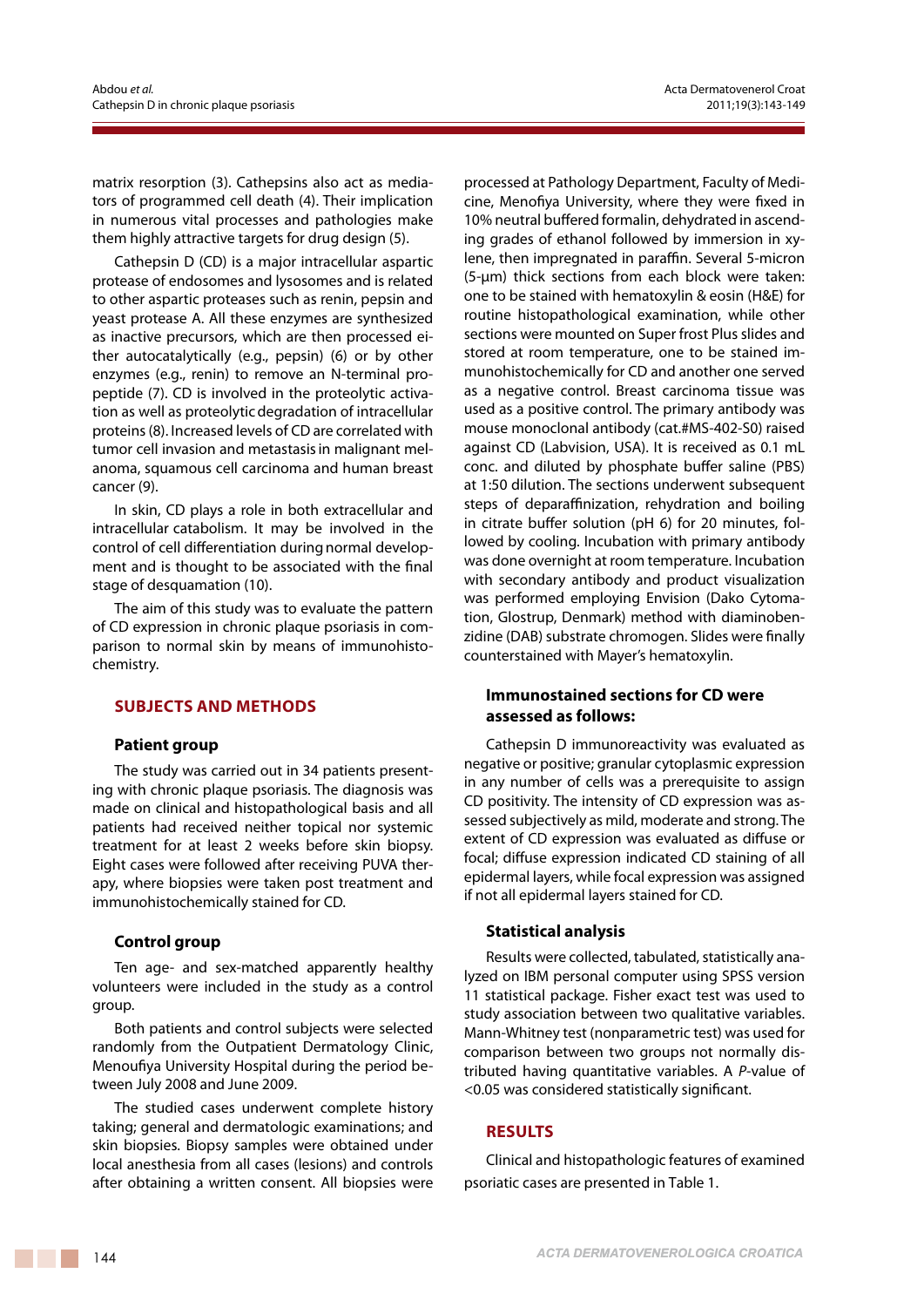matrix resorption (3). Cathepsins also act as mediators of programmed cell death (4). Their implication in numerous vital processes and pathologies make them highly attractive targets for drug design (5).

Cathepsin D (CD) is a major intracellular aspartic protease of endosomes and lysosomes and is related to other aspartic proteases such as renin, pepsin and yeast protease A. All these enzymes are synthesized as inactive precursors, which are then processed either autocatalytically (e.g., pepsin) (6) or by other enzymes (e.g., renin) to remove an N-terminal propeptide (7). CD is involved in the proteolytic activation as well as proteolytic degradation of intracellular proteins (8). Increased levels of CD are correlated with tumor cell invasion and metastasis in malignant melanoma, squamous cell carcinoma and human breast cancer (9).

In skin, CD plays a role in both extracellular and intracellular catabolism. It may be involved in the control of cell differentiation during normal development and is thought to be associated with the final stage of desquamation (10).

The aim of this study was to evaluate the pattern of CD expression in chronic plaque psoriasis in comparison to normal skin by means of immunohistochemistry.

## SUBJECTS AND METHODS

### Patient group

The study was carried out in 34 patients presenting with chronic plaque psoriasis. The diagnosis was made on clinical and histopathological basis and all patients had received neither topical nor systemic treatment for at least 2 weeks before skin biopsy. Eight cases were followed after receiving PUVA therapy, where biopsies were taken post treatment and immunohistochemically stained for CD.

### Control group

Ten age- and sex-matched apparently healthy volunteers were included in the study as a control group.

Both patients and control subjects were selected randomly from the Outpatient Dermatology Clinic, Menoufiya University Hospital during the period between July 2008 and June 2009.

The studied cases underwent complete history taking; general and dermatologic examinations; and skin biopsies. Biopsy samples were obtained under local anesthesia from all cases (lesions) and controls after obtaining a written consent. All biopsies were processed at Pathology Department, Faculty of Medicine, Menofiya University, where they were fixed in 10% neutral buffered formalin, dehydrated in ascending grades of ethanol followed by immersion in xylene, then impregnated in paraffin. Several 5-micron (5-µm) thick sections from each block were taken: one to be stained with hematoxylin & eosin (H&E) for routine histopathological examination, while other sections were mounted on Super frost Plus slides and stored at room temperature, one to be stained immunohistochemically for CD and another one served as a negative control. Breast carcinoma tissue was used as a positive control. The primary antibody was mouse monoclonal antibody (cat.#MS-402-S0) raised against CD (Labvision, USA). It is received as 0.1 mL conc. and diluted by phosphate buffer saline (PBS) at 1:50 dilution. The sections underwent subsequent steps of deparaffinization, rehydration and boiling in citrate buffer solution (pH 6) for 20 minutes, followed by cooling. Incubation with primary antibody was done overnight at room temperature. Incubation with secondary antibody and product visualization was performed employing Envision (Dako Cytomation, Glostrup, Denmark) method with diaminobenzidine (DAB) substrate chromogen. Slides were finally counterstained with Mayer's hematoxylin.

### Immunostained sections for CD were assessed as follows:

Cathepsin D immunoreactivity was evaluated as negative or positive; granular cytoplasmic expression in any number of cells was a prerequisite to assign CD positivity. The intensity of CD expression was assessed subjectively as mild, moderate and strong. The extent of CD expression was evaluated as diffuse or focal; diffuse expression indicated CD staining of all epidermal layers, while focal expression was assigned if not all epidermal layers stained for CD.

### Statistical analysis

Results were collected, tabulated, statistically analyzed on IBM personal computer using SPSS version 11 statistical package. Fisher exact test was used to study association between two qualitative variables. Mann-Whitney test (nonparametric test) was used for comparison between two groups not normally distributed having quantitative variables. A *P*-value of $<0.05$ was considered statistically significant.

## RESULTS

Clinical and histopathologic features of examined psoriatic cases are presented in Table 1.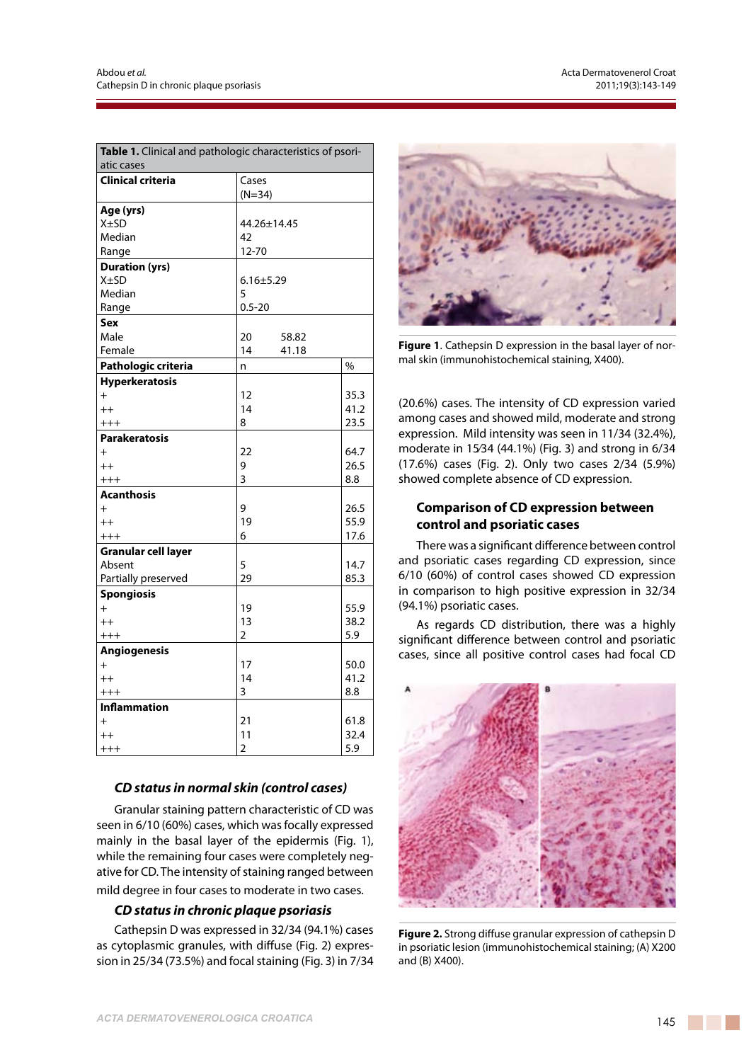**Table 1.** Clinical and pathologic characteristics of psoriatic cases

| Clinical criteria | Cases (N=34) | |
|---|---|---|
| **Age (yrs)** | | |
| X±SD | 44.26±14.45 | |
| Median | 42 | |
| Range | 12-70 | |
| **Duration (yrs)** | | |
| X±SD | 6.16±5.29 | |
| Median | 5 | |
| Range | 0.5-20 | |
| **Sex** | | |
| Male | 20 58.82 | |
| Female | 14 41.18 | |
| **Pathologic criteria** | n | % |
| **Hyperkeratosis** | | |
| + | 12 | 35.3 |
| ++ | 14 | 41.2 |
| +++ | 8 | 23.5 |
| **Parakeratosis** | | |
| + | 22 | 64.7 |
| ++ | 9 | 26.5 |
| +++ | 3 | 8.8 |
| **Acanthosis** | | |
| + | 9 | 26.5 |
| ++ | 19 | 55.9 |
| +++ | 6 | 17.6 |
| **Granular cell layer** | | |
| Absent | 5 | 14.7 |
| Partially preserved | 29 | 85.3 |
| **Spongiosis** | | |
| + | 19 | 55.9 |
| ++ | 13 | 38.2 |
| +++ | 2 | 5.9 |
| **Angiogenesis** | | |
| + | 17 | 50.0 |
| ++ | 14 | 41.2 |
| +++ | 3 | 8.8 |
| **Inflammation** | | |
| + | 21 | 61.8 |
| ++ | 11 | 32.4 |
| +++ | 2 | 5.9 |

### *CD status in normal skin (control cases)*

Granular staining pattern characteristic of CD was seen in 6/10 (60%) cases, which was focally expressed mainly in the basal layer of the epidermis (Fig. 1), while the remaining four cases were completely negative for CD. The intensity of staining ranged between mild degree in four cases to moderate in two cases.

### *CD status in chronic plaque psoriasis*

Cathepsin D was expressed in 32/34 (94.1%) cases as cytoplasmic granules, with diffuse (Fig. 2) expression in 25/34 (73.5%) and focal staining (Fig. 3) in 7/34 (20.6%) cases. The intensity of CD expression varied among cases and showed mild, moderate and strong expression. Mild intensity was seen in 11/34 (32.4%), moderate in 15⁄34 (44.1%) (Fig. 3) and strong in 6/34 (17.6%) cases (Fig. 2). Only two cases 2/34 (5.9%) showed complete absence of CD expression.

**Figure 1**. Cathepsin D expression in the basal layer of normal skin (immunohistochemical staining, X400).

### Comparison of CD expression between control and psoriatic cases

There was a significant difference between control and psoriatic cases regarding CD expression, since 6/10 (60%) of control cases showed CD expression in comparison to high positive expression in 32/34 (94.1%) psoriatic cases.

As regards CD distribution, there was a highly significant difference between control and psoriatic cases, since all positive control cases had focal CD

**Figure 2.** Strong diffuse granular expression of cathepsin D in psoriatic lesion (immunohistochemical staining; (A) X200 and (B) X400).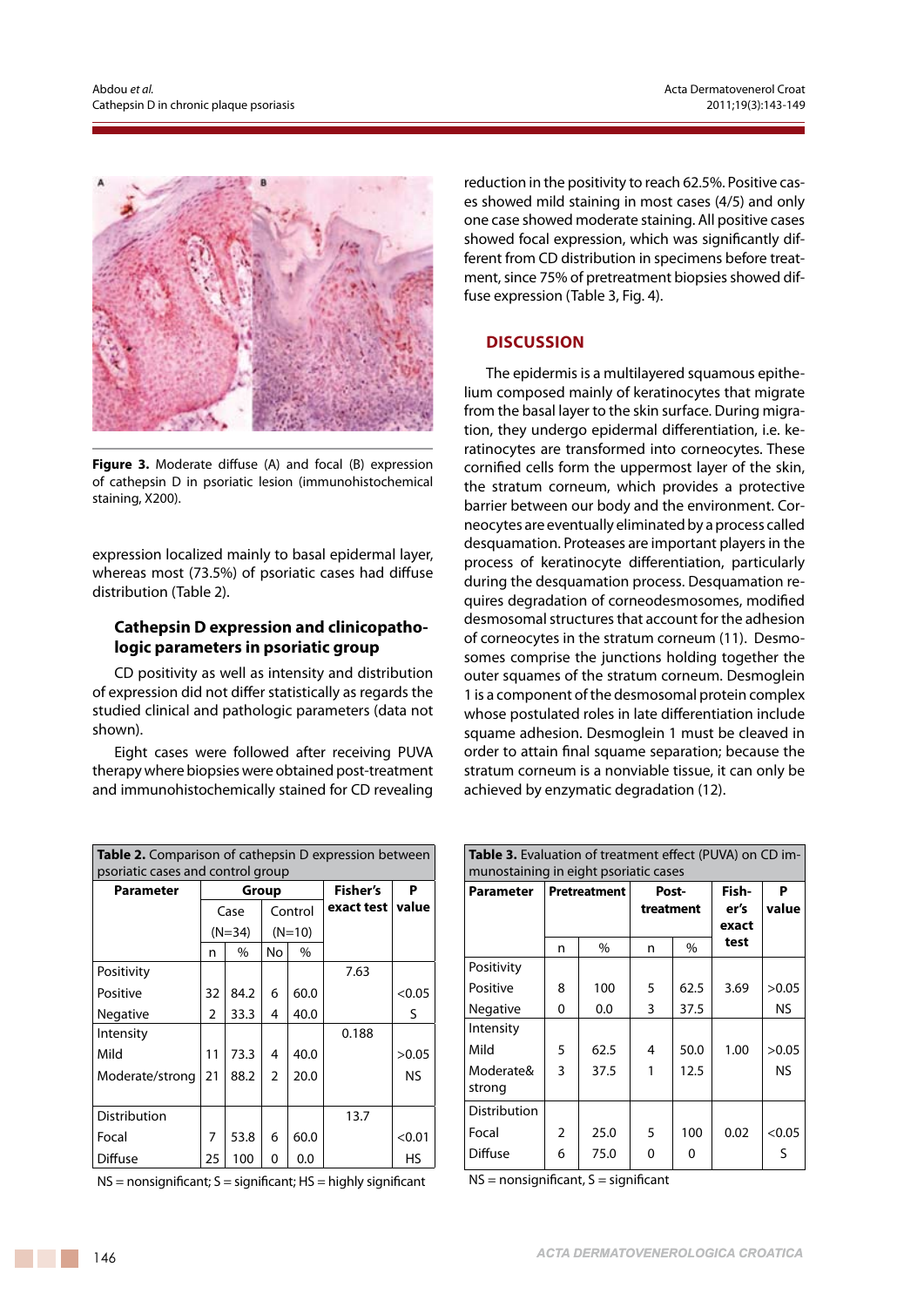Figure 3. Moderate diffuse (A) and focal (B) expression of cathepsin D in psoriatic lesion (immunohistochemical staining, X200).

expression localized mainly to basal epidermal layer, whereas most (73.5%) of psoriatic cases had diffuse distribution (Table 2).

### Cathepsin D expression and clinicopathologic parameters in psoriatic group

CD positivity as well as intensity and distribution of expression did not differ statistically as regards the studied clinical and pathologic parameters (data not shown).

Eight cases were followed after receiving PUVA therapy where biopsies were obtained post-treatment and immunohistochemically stained for CD revealing reduction in the positivity to reach 62.5%. Positive cases showed mild staining in most cases (4/5) and only one case showed moderate staining. All positive cases showed focal expression, which was significantly different from CD distribution in specimens before treatment, since 75% of pretreatment biopsies showed diffuse expression (Table 3, Fig. 4).

**Table 2.** Comparison of cathepsin D expression between psoriatic cases and control group

| Parameter | Group | | | | Fisher's exact test | P value |
|---|---|---|---|---|---|---|
| | Case (N=34) | | Control (N=10) | | | |
| | n | % | No | % | | |
| Positivity | | | | | 7.63 | |
| Positive | 32 | 84.2 | 6 | 60.0 | | <0.05 |
| Negative | 2 | 33.3 | 4 | 40.0 | | S |
| Intensity | | | | | 0.188 | |
| Mild | 11 | 73.3 | 4 | 40.0 | | >0.05 |
| Moderate/strong | 21 | 88.2 | 2 | 20.0 | | NS |
| Distribution | | | | | 13.7 | |
| Focal | 7 | 53.8 | 6 | 60.0 | | <0.01 |
| Diffuse | 25 | 100 | 0 | 0.0 | | HS |

NS = nonsignificant; S = significant; HS = highly significant

## DISCUSSION

The epidermis is a multilayered squamous epithelium composed mainly of keratinocytes that migrate from the basal layer to the skin surface. During migration, they undergo epidermal differentiation, i.e. keratinocytes are transformed into corneocytes. These cornified cells form the uppermost layer of the skin, the stratum corneum, which provides a protective barrier between our body and the environment. Corneocytes are eventually eliminated by a process called desquamation. Proteases are important players in the process of keratinocyte differentiation, particularly during the desquamation process. Desquamation requires degradation of corneodesmosomes, modified desmosomal structures that account for the adhesion of corneocytes in the stratum corneum (11). Desmosomes comprise the junctions holding together the outer squames of the stratum corneum. Desmoglein 1 is a component of the desmosomal protein complex whose postulated roles in late differentiation include squame adhesion. Desmoglein 1 must be cleaved in order to attain final squame separation; because the stratum corneum is a nonviable tissue, it can only be achieved by enzymatic degradation (12).

**Table 3.** Evaluation of treatment effect (PUVA) on CD immunostaining in eight psoriatic cases

| Parameter | Pretreatment | | Post-treatment | | Fisher's exact test | P value |
|---|---|---|---|---|---|---|
| | n | % | n | % | | |
| Positivity | | | | | | |
| Positive | 8 | 100 | 5 | 62.5 | 3.69 | >0.05 |
| Negative | 0 | 0.0 | 3 | 37.5 | | NS |
| Intensity | | | | | | |
| Mild | 5 | 62.5 | 4 | 50.0 | 1.00 | >0.05 |
| Moderate& strong | 3 | 37.5 | 1 | 12.5 | | NS |
| Distribution | | | | | | |
| Focal | 2 | 25.0 | 5 | 100 | 0.02 | <0.05 |
| Diffuse | 6 | 75.0 | 0 | 0 | | S |

NS = nonsignificant, S = significant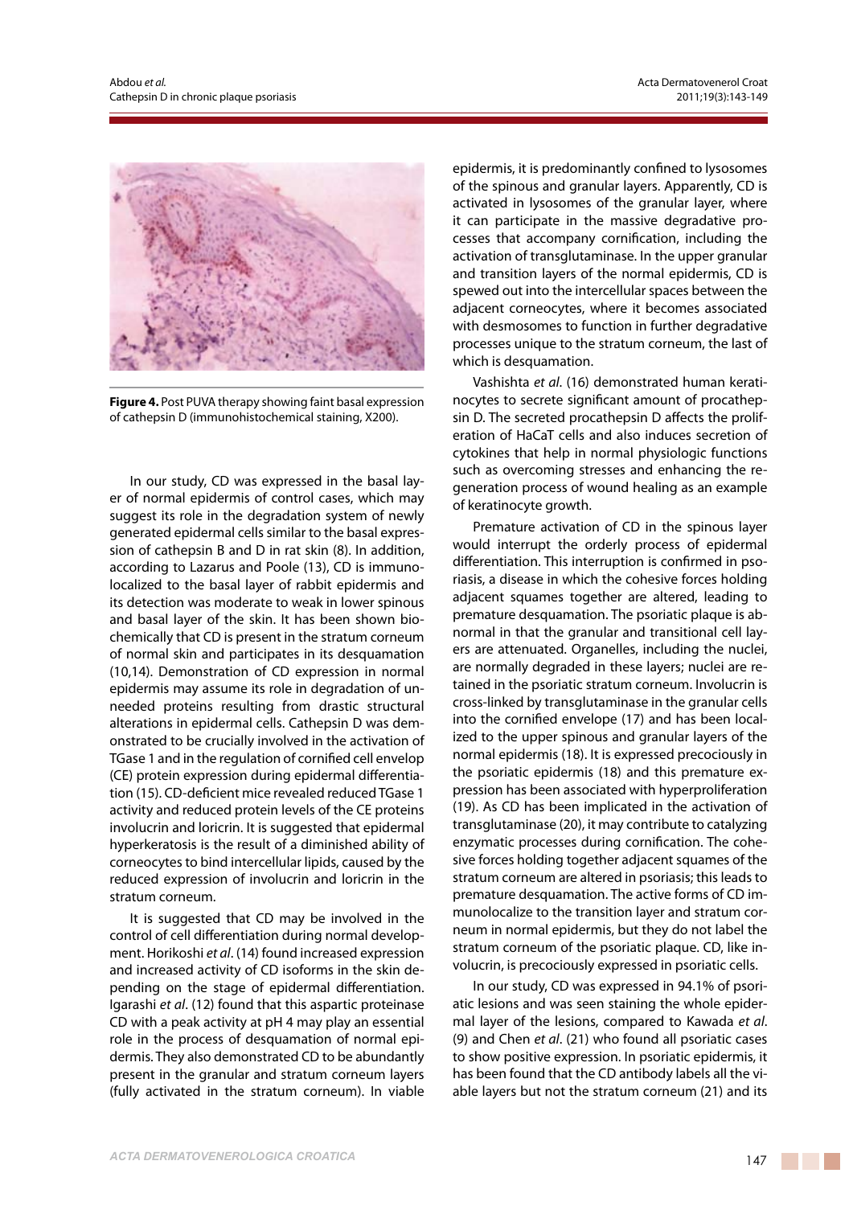**Figure 4.** Post PUVA therapy showing faint basal expression of cathepsin D (immunohistochemical staining, X200).

In our study, CD was expressed in the basal layer of normal epidermis of control cases, which may suggest its role in the degradation system of newly generated epidermal cells similar to the basal expression of cathepsin B and D in rat skin (8). In addition, according to Lazarus and Poole (13), CD is immunolocalized to the basal layer of rabbit epidermis and its detection was moderate to weak in lower spinous and basal layer of the skin. It has been shown biochemically that CD is present in the stratum corneum of normal skin and participates in its desquamation (10,14). Demonstration of CD expression in normal epidermis may assume its role in degradation of unneeded proteins resulting from drastic structural alterations in epidermal cells. Cathepsin D was demonstrated to be crucially involved in the activation of TGase 1 and in the regulation of cornified cell envelop (CE) protein expression during epidermal differentiation (15). CD-deficient mice revealed reduced TGase 1 activity and reduced protein levels of the CE proteins involucrin and loricrin. It is suggested that epidermal hyperkeratosis is the result of a diminished ability of corneocytes to bind intercellular lipids, caused by the reduced expression of involucrin and loricrin in the stratum corneum.

It is suggested that CD may be involved in the control of cell differentiation during normal development. Horikoshi *et al*. (14) found increased expression and increased activity of CD isoforms in the skin depending on the stage of epidermal differentiation. Igarashi *et al*. (12) found that this aspartic proteinase CD with a peak activity at pH 4 may play an essential role in the process of desquamation of normal epidermis. They also demonstrated CD to be abundantly present in the granular and stratum corneum layers (fully activated in the stratum corneum). In viable epidermis, it is predominantly confined to lysosomes of the spinous and granular layers. Apparently, CD is activated in lysosomes of the granular layer, where it can participate in the massive degradative processes that accompany cornification, including the activation of transglutaminase. In the upper granular and transition layers of the normal epidermis, CD is spewed out into the intercellular spaces between the adjacent corneocytes, where it becomes associated with desmosomes to function in further degradative processes unique to the stratum corneum, the last of which is desquamation.

Vashishta *et al*. (16) demonstrated human keratinocytes to secrete significant amount of procathepsin D. The secreted procathepsin D affects the proliferation of HaCaT cells and also induces secretion of cytokines that help in normal physiologic functions such as overcoming stresses and enhancing the regeneration process of wound healing as an example of keratinocyte growth.

Premature activation of CD in the spinous layer would interrupt the orderly process of epidermal differentiation. This interruption is confirmed in psoriasis, a disease in which the cohesive forces holding adjacent squames together are altered, leading to premature desquamation. The psoriatic plaque is abnormal in that the granular and transitional cell layers are attenuated. Organelles, including the nuclei, are normally degraded in these layers; nuclei are retained in the psoriatic stratum corneum. Involucrin is cross-linked by transglutaminase in the granular cells into the cornified envelope (17) and has been localized to the upper spinous and granular layers of the normal epidermis (18). It is expressed precociously in the psoriatic epidermis (18) and this premature expression has been associated with hyperproliferation (19). As CD has been implicated in the activation of transglutaminase (20), it may contribute to catalyzing enzymatic processes during cornification. The cohesive forces holding together adjacent squames of the stratum corneum are altered in psoriasis; this leads to premature desquamation. The active forms of CD immunolocalize to the transition layer and stratum corneum in normal epidermis, but they do not label the stratum corneum of the psoriatic plaque. CD, like involucrin, is precociously expressed in psoriatic cells.

In our study, CD was expressed in 94.1% of psoriatic lesions and was seen staining the whole epidermal layer of the lesions, compared to Kawada *et al*. (9) and Chen *et al*. (21) who found all psoriatic cases to show positive expression. In psoriatic epidermis, it has been found that the CD antibody labels all the viable layers but not the stratum corneum (21) and its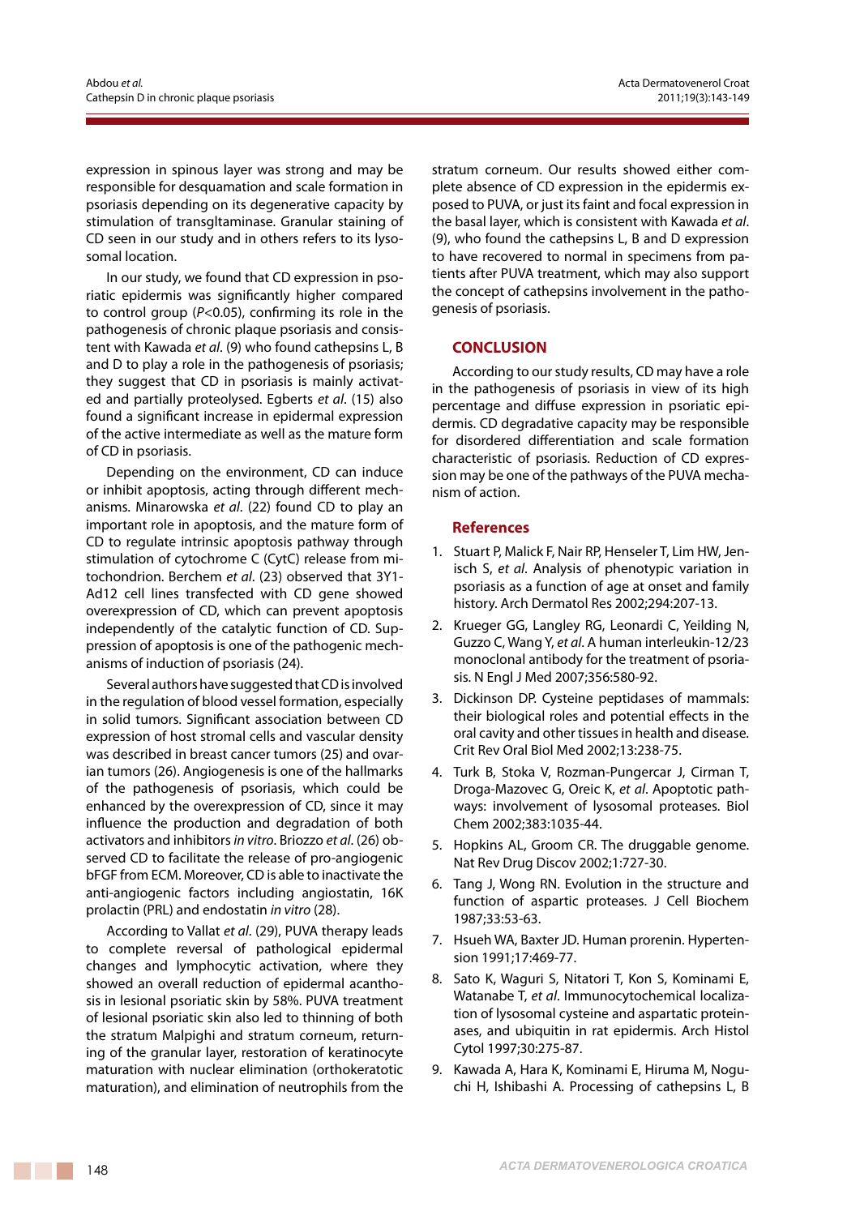expression in spinous layer was strong and may be responsible for desquamation and scale formation in psoriasis depending on its degenerative capacity by stimulation of transgltaminase. Granular staining of CD seen in our study and in others refers to its lysosomal location.

In our study, we found that CD expression in psoriatic epidermis was significantly higher compared to control group ($P<0.05$), confirming its role in the pathogenesis of chronic plaque psoriasis and consistent with Kawada *et al*. (9) who found cathepsins L, B and D to play a role in the pathogenesis of psoriasis; they suggest that CD in psoriasis is mainly activated and partially proteolysed. Egberts *et al*. (15) also found a significant increase in epidermal expression of the active intermediate as well as the mature form of CD in psoriasis.

Depending on the environment, CD can induce or inhibit apoptosis, acting through different mechanisms. Minarowska *et al*. (22) found CD to play an important role in apoptosis, and the mature form of CD to regulate intrinsic apoptosis pathway through stimulation of cytochrome C (CytC) release from mitochondrion. Berchem *et al*. (23) observed that 3Y1-Ad12 cell lines transfected with CD gene showed overexpression of CD, which can prevent apoptosis independently of the catalytic function of CD. Suppression of apoptosis is one of the pathogenic mechanisms of induction of psoriasis (24).

Several authors have suggested that CD is involved in the regulation of blood vessel formation, especially in solid tumors. Significant association between CD expression of host stromal cells and vascular density was described in breast cancer tumors (25) and ovarian tumors (26). Angiogenesis is one of the hallmarks of the pathogenesis of psoriasis, which could be enhanced by the overexpression of CD, since it may influence the production and degradation of both activators and inhibitors *in vitro*. Briozzo *et al*. (26) observed CD to facilitate the release of pro-angiogenic bFGF from ECM. Moreover, CD is able to inactivate the anti-angiogenic factors including angiostatin, 16K prolactin (PRL) and endostatin *in vitro* (28).

According to Vallat *et al*. (29), PUVA therapy leads to complete reversal of pathological epidermal changes and lymphocytic activation, where they showed an overall reduction of epidermal acanthosis in lesional psoriatic skin by 58%. PUVA treatment of lesional psoriatic skin also led to thinning of both the stratum Malpighi and stratum corneum, returning of the granular layer, restoration of keratinocyte maturation with nuclear elimination (orthokeratotic maturation), and elimination of neutrophils from the stratum corneum. Our results showed either complete absence of CD expression in the epidermis exposed to PUVA, or just its faint and focal expression in the basal layer, which is consistent with Kawada *et al*. (9), who found the cathepsins L, B and D expression to have recovered to normal in specimens from patients after PUVA treatment, which may also support the concept of cathepsins involvement in the pathogenesis of psoriasis.

## CONCLUSION

According to our study results, CD may have a role in the pathogenesis of psoriasis in view of its high percentage and diffuse expression in psoriatic epidermis. CD degradative capacity may be responsible for disordered differentiation and scale formation characteristic of psoriasis. Reduction of CD expression may be one of the pathways of the PUVA mechanism of action.

## References

1. Stuart P, Malick F, Nair RP, Henseler T, Lim HW, Jenisch S, *et al*. Analysis of phenotypic variation in psoriasis as a function of age at onset and family history. Arch Dermatol Res 2002;294:207-13.
2. Krueger GG, Langley RG, Leonardi C, Yeilding N, Guzzo C, Wang Y, *et al*. A human interleukin-12/23 monoclonal antibody for the treatment of psoriasis. N Engl J Med 2007;356:580-92.
3. Dickinson DP. Cysteine peptidases of mammals: their biological roles and potential effects in the oral cavity and other tissues in health and disease. Crit Rev Oral Biol Med 2002;13:238-75.
4. Turk B, Stoka V, Rozman-Pungercar J, Cirman T, Droga-Mazovec G, Oreic K, *et al*. Apoptotic pathways: involvement of lysosomal proteases. Biol Chem 2002;383:1035-44.
5. Hopkins AL, Groom CR. The druggable genome. Nat Rev Drug Discov 2002;1:727-30.
6. Tang J, Wong RN. Evolution in the structure and function of aspartic proteases. J Cell Biochem 1987;33:53-63.
7. Hsueh WA, Baxter JD. Human prorenin. Hypertension 1991;17:469-77.
8. Sato K, Waguri S, Nitatori T, Kon S, Kominami E, Watanabe T, *et al*. Immunocytochemical localization of lysosomal cysteine and aspartatic proteinases, and ubiquitin in rat epidermis. Arch Histol Cytol 1997;30:275-87.
9. Kawada A, Hara K, Kominami E, Hiruma M, Noguchi H, Ishibashi A. Processing of cathepsins L, B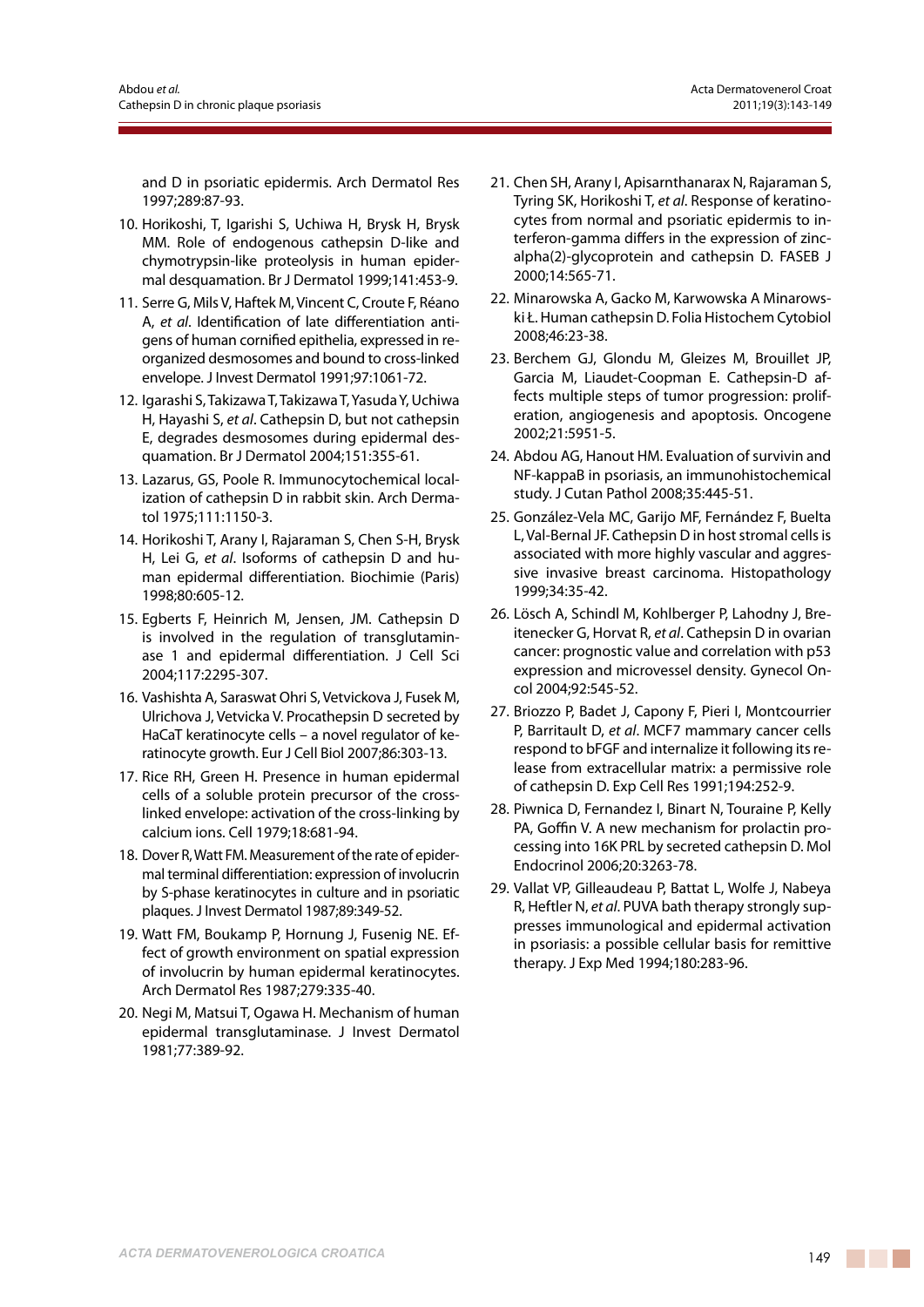and D in psoriatic epidermis. Arch Dermatol Res 1997;289:87-93.

10. Horikoshi, T, Igarishi S, Uchiwa H, Brysk H, Brysk MM. Role of endogenous cathepsin D-like and chymotrypsin-like proteolysis in human epidermal desquamation. Br J Dermatol 1999;141:453-9.
11. Serre G, Mils V, Haftek M, Vincent C, Croute F, Réano A, *et al*. Identification of late differentiation antigens of human cornified epithelia, expressed in re-organized desmosomes and bound to cross-linked envelope. J Invest Dermatol 1991;97:1061-72.
12. Igarashi S, Takizawa T, Takizawa T, Yasuda Y, Uchiwa H, Hayashi S, *et al*. Cathepsin D, but not cathepsin E, degrades desmosomes during epidermal desquamation. Br J Dermatol 2004;151:355-61.
13. Lazarus, GS, Poole R. Immunocytochemical localization of cathepsin D in rabbit skin. Arch Dermatol 1975;111:1150-3.
14. Horikoshi T, Arany I, Rajaraman S, Chen S-H, Brysk H, Lei G, *et al*. Isoforms of cathepsin D and human epidermal differentiation. Biochimie (Paris) 1998;80:605-12.
15. Egberts F, Heinrich M, Jensen, JM. Cathepsin D is involved in the regulation of transglutaminase 1 and epidermal differentiation. J Cell Sci 2004;117:2295-307.
16. Vashishta A, Saraswat Ohri S, Vetvickova J, Fusek M, Ulrichova J, Vetvicka V. Procathepsin D secreted by HaCaT keratinocyte cells – a novel regulator of keratinocyte growth. Eur J Cell Biol 2007;86:303-13.
17. Rice RH, Green H. Presence in human epidermal cells of a soluble protein precursor of the cross-linked envelope: activation of the cross-linking by calcium ions. Cell 1979;18:681-94.
18. Dover R, Watt FM. Measurement of the rate of epidermal terminal differentiation: expression of involucrin by S-phase keratinocytes in culture and in psoriatic plaques. J Invest Dermatol 1987;89:349-52.
19. Watt FM, Boukamp P, Hornung J, Fusenig NE. Effect of growth environment on spatial expression of involucrin by human epidermal keratinocytes. Arch Dermatol Res 1987;279:335-40.
20. Negi M, Matsui T, Ogawa H. Mechanism of human epidermal transglutaminase. J Invest Dermatol 1981;77:389-92.
21. Chen SH, Arany I, Apisarnthanarax N, Rajaraman S, Tyring SK, Horikoshi T, *et al*. Response of keratinocytes from normal and psoriatic epidermis to interferon-gamma differs in the expression of zinc-alpha(2)-glycoprotein and cathepsin D. FASEB J 2000;14:565-71.
22. Minarowska A, Gacko M, Karwowska A Minarowski Ł. Human cathepsin D. Folia Histochem Cytobiol 2008;46:23-38.
23. Berchem GJ, Glondu M, Gleizes M, Brouillet JP, Garcia M, Liaudet-Coopman E. Cathepsin-D affects multiple steps of tumor progression: proliferation, angiogenesis and apoptosis. Oncogene 2002;21:5951-5.
24. Abdou AG, Hanout HM. Evaluation of survivin and NF-kappaB in psoriasis, an immunohistochemical study. J Cutan Pathol 2008;35:445-51.
25. González-Vela MC, Garijo MF, Fernández F, Buelta L, Val-Bernal JF. Cathepsin D in host stromal cells is associated with more highly vascular and aggressive invasive breast carcinoma. Histopathology 1999;34:35-42.
26. Lösch A, Schindl M, Kohlberger P, Lahodny J, Breitenecker G, Horvat R, *et al*. Cathepsin D in ovarian cancer: prognostic value and correlation with p53 expression and microvessel density. Gynecol Oncol 2004;92:545-52.
27. Briozzo P, Badet J, Capony F, Pieri I, Montcourrier P, Barritault D, *et al*. MCF7 mammary cancer cells respond to bFGF and internalize it following its release from extracellular matrix: a permissive role of cathepsin D. Exp Cell Res 1991;194:252-9.
28. Piwnica D, Fernandez I, Binart N, Touraine P, Kelly PA, Goffin V. A new mechanism for prolactin processing into 16K PRL by secreted cathepsin D. Mol Endocrinol 2006;20:3263-78.
29. Vallat VP, Gilleaudeau P, Battat L, Wolfe J, Nabeya R, Heftler N, *et al*. PUVA bath therapy strongly suppresses immunological and epidermal activation in psoriasis: a possible cellular basis for remittive therapy. J Exp Med 1994;180:283-96.